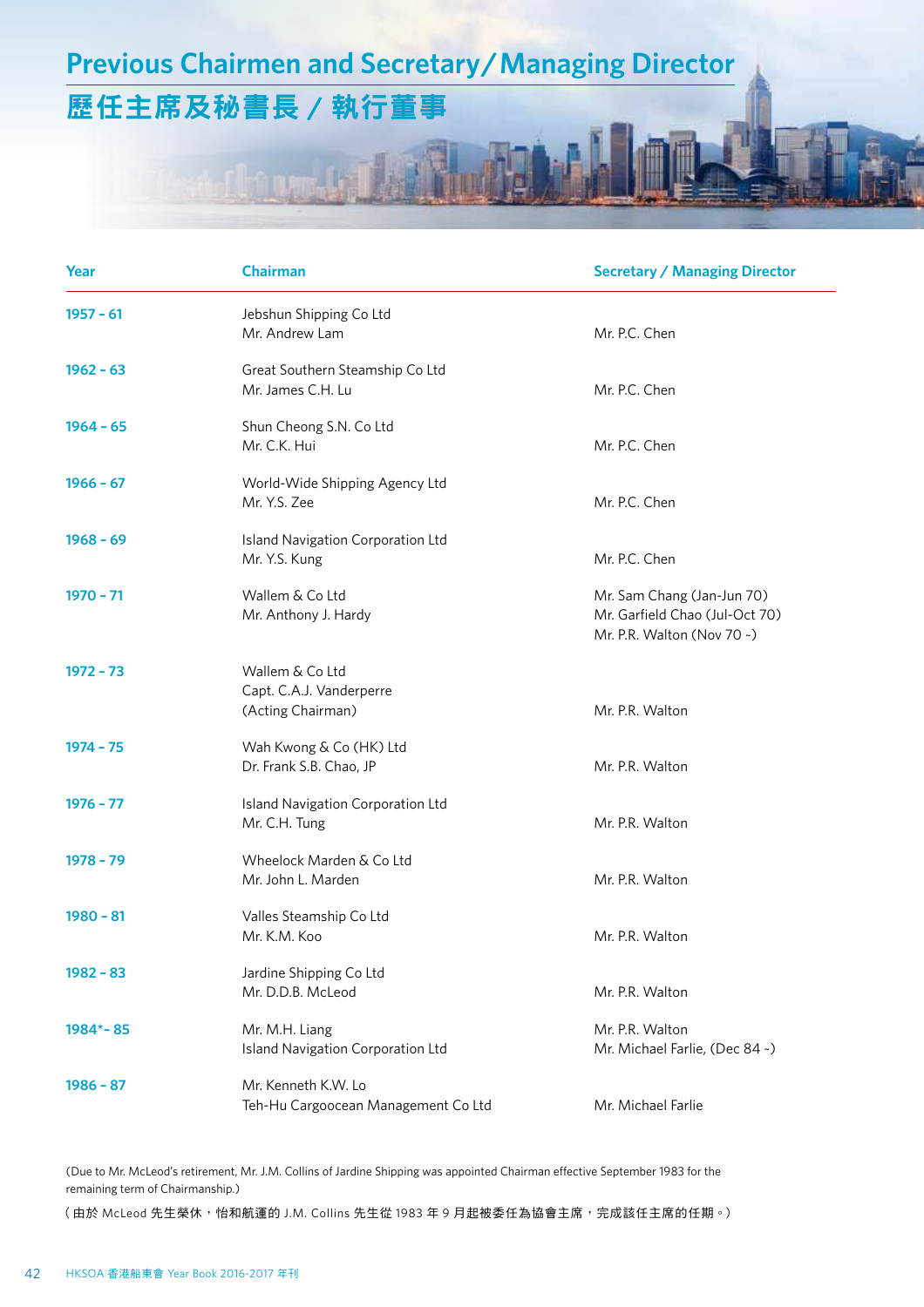# Previous Chairmen and Secretary/Managing Director

# 歷任主席及秘書長 / 執行董事

| Year | Chairman | Secretary / Managing Director |
|---|---|---|
| 1957 - 61 | Jebshun Shipping Co Ltd<br>Mr. Andrew Lam | Mr. P.C. Chen |
| 1962 - 63 | Great Southern Steamship Co Ltd<br>Mr. James C.H. Lu | Mr. P.C. Chen |
| 1964 - 65 | Shun Cheong S.N. Co Ltd<br>Mr. C.K. Hui | Mr. P.C. Chen |
| 1966 - 67 | World-Wide Shipping Agency Ltd<br>Mr. Y.S. Zee | Mr. P.C. Chen |
| 1968 - 69 | Island Navigation Corporation Ltd<br>Mr. Y.S. Kung | Mr. P.C. Chen |
| 1970 - 71 | Wallem & Co Ltd<br>Mr. Anthony J. Hardy | Mr. Sam Chang (Jan-Jun 70)<br>Mr. Garfield Chao (Jul-Oct 70)<br>Mr. P.R. Walton (Nov 70 -) |
| 1972 - 73 | Wallem & Co Ltd<br>Capt. C.A.J. Vanderperre<br>(Acting Chairman) | Mr. P.R. Walton |
| 1974 - 75 | Wah Kwong & Co (HK) Ltd<br>Dr. Frank S.B. Chao, JP | Mr. P.R. Walton |
| 1976 - 77 | Island Navigation Corporation Ltd<br>Mr. C.H. Tung | Mr. P.R. Walton |
| 1978 - 79 | Wheelock Marden & Co Ltd<br>Mr. John L. Marden | Mr. P.R. Walton |
| 1980 - 81 | Valles Steamship Co Ltd<br>Mr. K.M. Koo | Mr. P.R. Walton |
| 1982 - 83 | Jardine Shipping Co Ltd<br>Mr. D.D.B. McLeod | Mr. P.R. Walton |
| 1984*- 85 | Mr. M.H. Liang<br>Island Navigation Corporation Ltd | Mr. P.R. Walton<br>Mr. Michael Farlie, (Dec 84 -) |
| 1986 - 87 | Mr. Kenneth K.W. Lo<br>Teh-Hu Cargoocean Management Co Ltd | Mr. Michael Farlie |

(Due to Mr. McLeod's retirement, Mr. J.M. Collins of Jardine Shipping was appointed Chairman effective September 1983 for the remaining term of Chairmanship.)

( 由於 McLeod 先生榮休，怡和航運的 J.M. Collins 先生從 1983 年 9 月起被委任為協會主席，完成該任主席的任期。)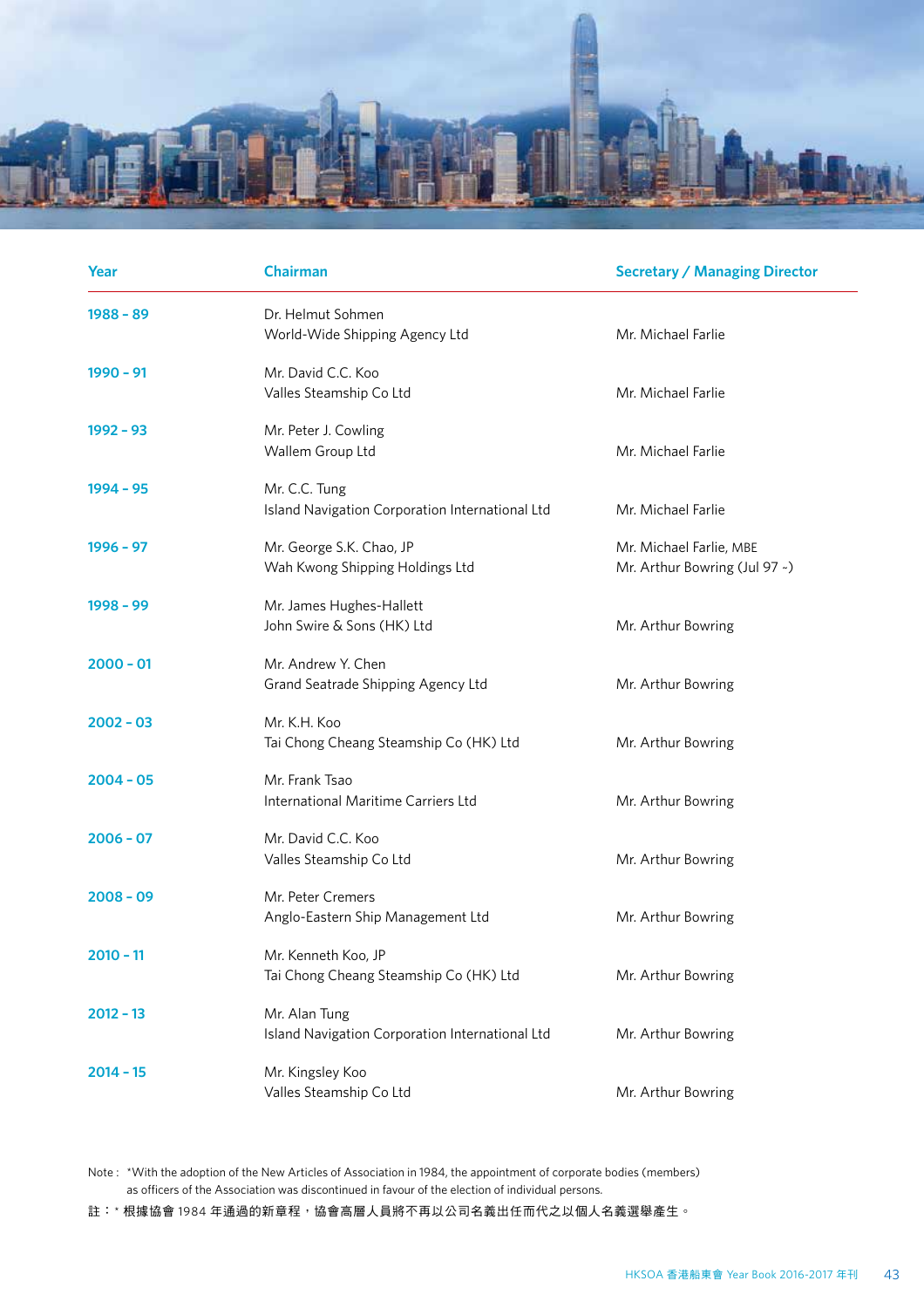| Year | Chairman | Secretary / Managing Director |
|---|---|---|
| 1988 - 89 | Dr. Helmut Sohmen<br>World-Wide Shipping Agency Ltd | Mr. Michael Farlie |
| 1990 - 91 | Mr. David C.C. Koo<br>Valles Steamship Co Ltd | Mr. Michael Farlie |
| 1992 - 93 | Mr. Peter J. Cowling<br>Wallem Group Ltd | Mr. Michael Farlie |
| 1994 - 95 | Mr. C.C. Tung<br>Island Navigation Corporation International Ltd | Mr. Michael Farlie |
| 1996 - 97 | Mr. George S.K. Chao, JP<br>Wah Kwong Shipping Holdings Ltd | Mr. Michael Farlie, MBE<br>Mr. Arthur Bowring (Jul 97 -) |
| 1998 - 99 | Mr. James Hughes-Hallett<br>John Swire & Sons (HK) Ltd | Mr. Arthur Bowring |
| 2000 - 01 | Mr. Andrew Y. Chen<br>Grand Seatrade Shipping Agency Ltd | Mr. Arthur Bowring |
| 2002 - 03 | Mr. K.H. Koo<br>Tai Chong Cheang Steamship Co (HK) Ltd | Mr. Arthur Bowring |
| 2004 - 05 | Mr. Frank Tsao<br>International Maritime Carriers Ltd | Mr. Arthur Bowring |
| 2006 - 07 | Mr. David C.C. Koo<br>Valles Steamship Co Ltd | Mr. Arthur Bowring |
| 2008 - 09 | Mr. Peter Cremers<br>Anglo-Eastern Ship Management Ltd | Mr. Arthur Bowring |
| 2010 - 11 | Mr. Kenneth Koo, JP<br>Tai Chong Cheang Steamship Co (HK) Ltd | Mr. Arthur Bowring |
| 2012 - 13 | Mr. Alan Tung<br>Island Navigation Corporation International Ltd | Mr. Arthur Bowring |
| 2014 - 15 | Mr. Kingsley Koo<br>Valles Steamship Co Ltd | Mr. Arthur Bowring |

Note : *With the adoption of the New Articles of Association in 1984, the appointment of corporate bodies (members) as officers of the Association was discontinued in favour of the election of individual persons.

註：* 根據協會 1984 年通過的新章程，協會高層人員將不再以公司名義出任而代之以個人名義選舉產生。